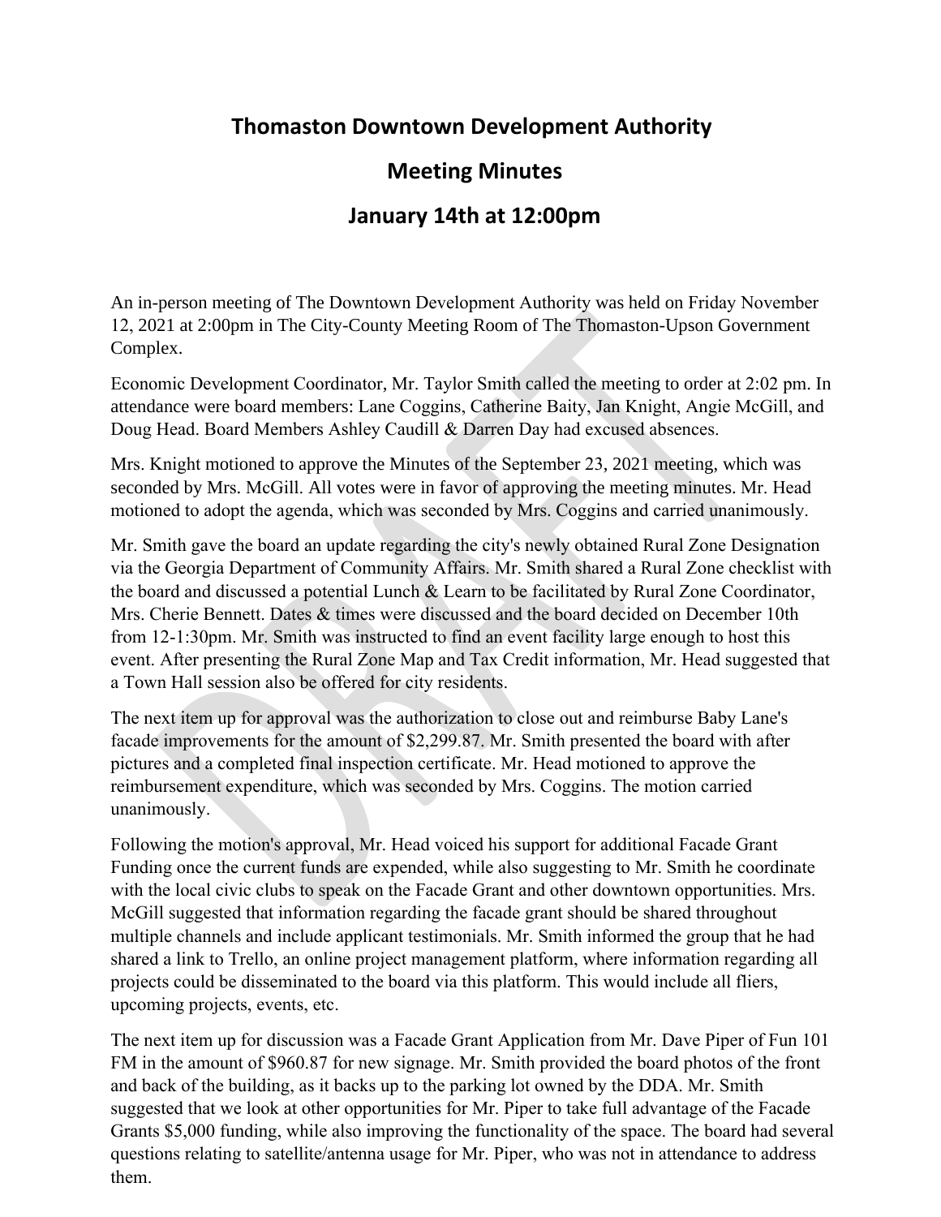# Thomaston Downtown Development Authority

## Meeting Minutes

## January 14th at 12:00pm

An in-person meeting of The Downtown Development Authority was held on Friday November 12, 2021 at 2:00pm in The City-County Meeting Room of The Thomaston-Upson Government Complex.

Economic Development Coordinator, Mr. Taylor Smith called the meeting to order at 2:02 pm. In attendance were board members: Lane Coggins, Catherine Baity, Jan Knight, Angie McGill, and Doug Head. Board Members Ashley Caudill & Darren Day had excused absences.

Mrs. Knight motioned to approve the Minutes of the September 23, 2021 meeting, which was seconded by Mrs. McGill. All votes were in favor of approving the meeting minutes. Mr. Head motioned to adopt the agenda, which was seconded by Mrs. Coggins and carried unanimously.

Mr. Smith gave the board an update regarding the city's newly obtained Rural Zone Designation via the Georgia Department of Community Affairs. Mr. Smith shared a Rural Zone checklist with the board and discussed a potential Lunch & Learn to be facilitated by Rural Zone Coordinator, Mrs. Cherie Bennett. Dates & times were discussed and the board decided on December 10th from 12-1:30pm. Mr. Smith was instructed to find an event facility large enough to host this event. After presenting the Rural Zone Map and Tax Credit information, Mr. Head suggested that a Town Hall session also be offered for city residents.

The next item up for approval was the authorization to close out and reimburse Baby Lane's facade improvements for the amount of $2,299.87. Mr. Smith presented the board with after pictures and a completed final inspection certificate. Mr. Head motioned to approve the reimbursement expenditure, which was seconded by Mrs. Coggins. The motion carried unanimously.

Following the motion's approval, Mr. Head voiced his support for additional Facade Grant Funding once the current funds are expended, while also suggesting to Mr. Smith he coordinate with the local civic clubs to speak on the Facade Grant and other downtown opportunities. Mrs. McGill suggested that information regarding the facade grant should be shared throughout multiple channels and include applicant testimonials. Mr. Smith informed the group that he had shared a link to Trello, an online project management platform, where information regarding all projects could be disseminated to the board via this platform. This would include all fliers, upcoming projects, events, etc.

The next item up for discussion was a Facade Grant Application from Mr. Dave Piper of Fun 101 FM in the amount of $960.87 for new signage. Mr. Smith provided the board photos of the front and back of the building, as it backs up to the parking lot owned by the DDA. Mr. Smith suggested that we look at other opportunities for Mr. Piper to take full advantage of the Facade Grants $5,000 funding, while also improving the functionality of the space. The board had several questions relating to satellite/antenna usage for Mr. Piper, who was not in attendance to address them.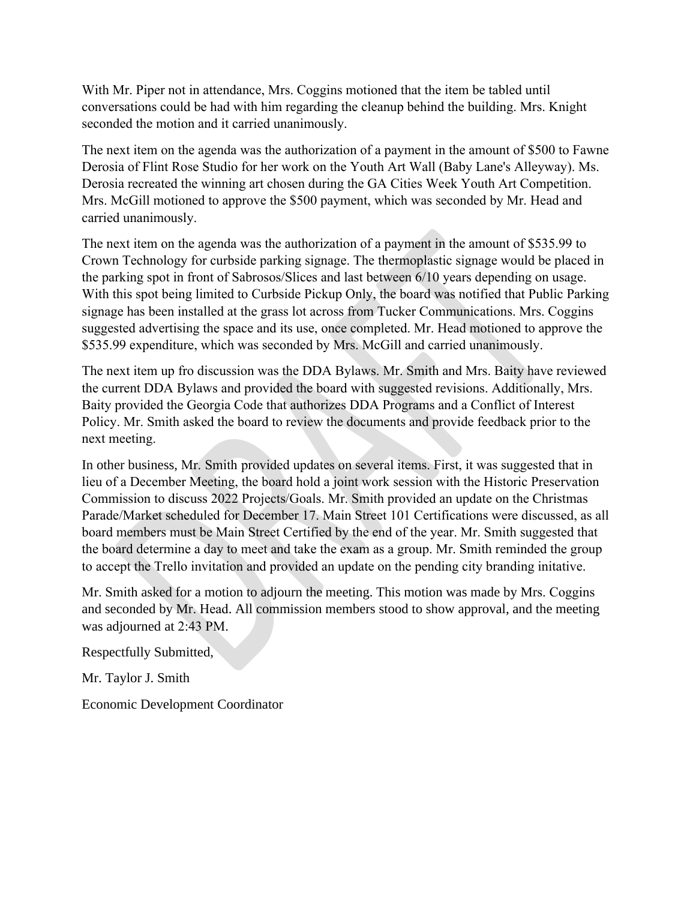With Mr. Piper not in attendance, Mrs. Coggins motioned that the item be tabled until conversations could be had with him regarding the cleanup behind the building. Mrs. Knight seconded the motion and it carried unanimously.

The next item on the agenda was the authorization of a payment in the amount of $500 to Fawne Derosia of Flint Rose Studio for her work on the Youth Art Wall (Baby Lane's Alleyway). Ms. Derosia recreated the winning art chosen during the GA Cities Week Youth Art Competition. Mrs. McGill motioned to approve the $500 payment, which was seconded by Mr. Head and carried unanimously.

The next item on the agenda was the authorization of a payment in the amount of $535.99 to Crown Technology for curbside parking signage. The thermoplastic signage would be placed in the parking spot in front of Sabrosos/Slices and last between 6/10 years depending on usage. With this spot being limited to Curbside Pickup Only, the board was notified that Public Parking signage has been installed at the grass lot across from Tucker Communications. Mrs. Coggins suggested advertising the space and its use, once completed. Mr. Head motioned to approve the $535.99 expenditure, which was seconded by Mrs. McGill and carried unanimously.

The next item up fro discussion was the DDA Bylaws. Mr. Smith and Mrs. Baity have reviewed the current DDA Bylaws and provided the board with suggested revisions. Additionally, Mrs. Baity provided the Georgia Code that authorizes DDA Programs and a Conflict of Interest Policy. Mr. Smith asked the board to review the documents and provide feedback prior to the next meeting.

In other business, Mr. Smith provided updates on several items. First, it was suggested that in lieu of a December Meeting, the board hold a joint work session with the Historic Preservation Commission to discuss 2022 Projects/Goals. Mr. Smith provided an update on the Christmas Parade/Market scheduled for December 17. Main Street 101 Certifications were discussed, as all board members must be Main Street Certified by the end of the year. Mr. Smith suggested that the board determine a day to meet and take the exam as a group. Mr. Smith reminded the group to accept the Trello invitation and provided an update on the pending city branding initative.

Mr. Smith asked for a motion to adjourn the meeting. This motion was made by Mrs. Coggins and seconded by Mr. Head. All commission members stood to show approval, and the meeting was adjourned at 2:43 PM.

Respectfully Submitted,

Mr. Taylor J. Smith

Economic Development Coordinator